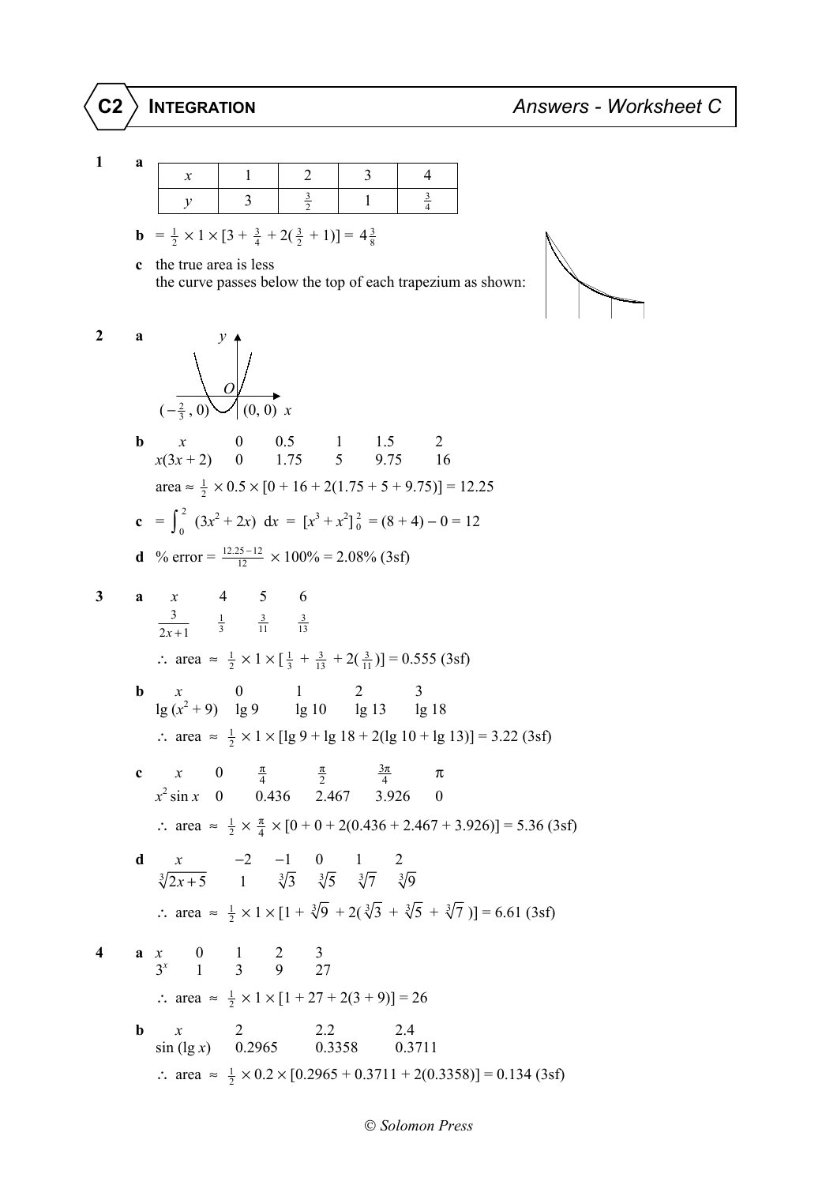# C2 INTEGRATION — Answers - Worksheet C

**1** **a**

| $x$ | 1 | 2 | 3 | 4 |
|---|---|---|---|---|
| $y$ | 3 | $\frac{3}{2}$ | 1 | $\frac{3}{4}$ |

**b** $= \frac{1}{2} \times 1 \times [3 + \frac{3}{4} + 2(\frac{3}{2} + 1)] = 4\frac{3}{8}$

**c** the true area is less
the curve passes below the top of each trapezium as shown:

**2** **a** $(-\frac{2}{3}, 0)$, $(0, 0)$

**b**

| $x$ | 0 | 0.5 | 1 | 1.5 | 2 |
|---|---|---|---|---|---|
| $x(3x + 2)$ | 0 | 1.75 | 5 | 9.75 | 16 |

area $\approx \frac{1}{2} \times 0.5 \times [0 + 16 + 2(1.75 + 5 + 9.75)] = 12.25$

**c** $= \int_0^2 (3x^2 + 2x)\ dx = [x^3 + x^2]_0^2 = (8 + 4) - 0 = 12$

**d** % error $= \frac{12.25 - 12}{12} \times 100\% = 2.08\%$ (3sf)

**3** **a**

| $x$ | 4 | 5 | 6 |
|---|---|---|---|
| $\frac{3}{2x+1}$ | $\frac{1}{3}$ | $\frac{3}{11}$ | $\frac{3}{13}$ |

$\therefore$ area $\approx \frac{1}{2} \times 1 \times [\frac{1}{3} + \frac{3}{13} + 2(\frac{3}{11})] = 0.555$ (3sf)

**b**

| $x$ | 0 | 1 | 2 | 3 |
|---|---|---|---|---|
| $\lg(x^2 + 9)$ | lg 9 | lg 10 | lg 13 | lg 18 |

$\therefore$ area $\approx \frac{1}{2} \times 1 \times [\lg 9 + \lg 18 + 2(\lg 10 + \lg 13)] = 3.22$ (3sf)

**c**

| $x$ | 0 | $\frac{\pi}{4}$ | $\frac{\pi}{2}$ | $\frac{3\pi}{4}$ | $\pi$ |
|---|---|---|---|---|---|
| $x^2 \sin x$ | 0 | 0.436 | 2.467 | 3.926 | 0 |

$\therefore$ area $\approx \frac{1}{2} \times \frac{\pi}{4} \times [0 + 0 + 2(0.436 + 2.467 + 3.926)] = 5.36$ (3sf)

**d**

| $x$ | $-2$ | $-1$ | 0 | 1 | 2 |
|---|---|---|---|---|---|
| $\sqrt[3]{2x+5}$ | 1 | $\sqrt[3]{3}$ | $\sqrt[3]{5}$ | $\sqrt[3]{7}$ | $\sqrt[3]{9}$ |

$\therefore$ area $\approx \frac{1}{2} \times 1 \times [1 + \sqrt[3]{9} + 2(\sqrt[3]{3} + \sqrt[3]{5} + \sqrt[3]{7})] = 6.61$ (3sf)

**4** **a**

| $x$ | 0 | 1 | 2 | 3 |
|---|---|---|---|---|
| $3^x$ | 1 | 3 | 9 | 27 |

$\therefore$ area $\approx \frac{1}{2} \times 1 \times [1 + 27 + 2(3 + 9)] = 26$

**b**

| $x$ | 2 | 2.2 | 2.4 |
|---|---|---|---|
| $\sin(\lg x)$ | 0.2965 | 0.3358 | 0.3711 |

$\therefore$ area $\approx \frac{1}{2} \times 0.2 \times [0.2965 + 0.3711 + 2(0.3358)] = 0.134$ (3sf)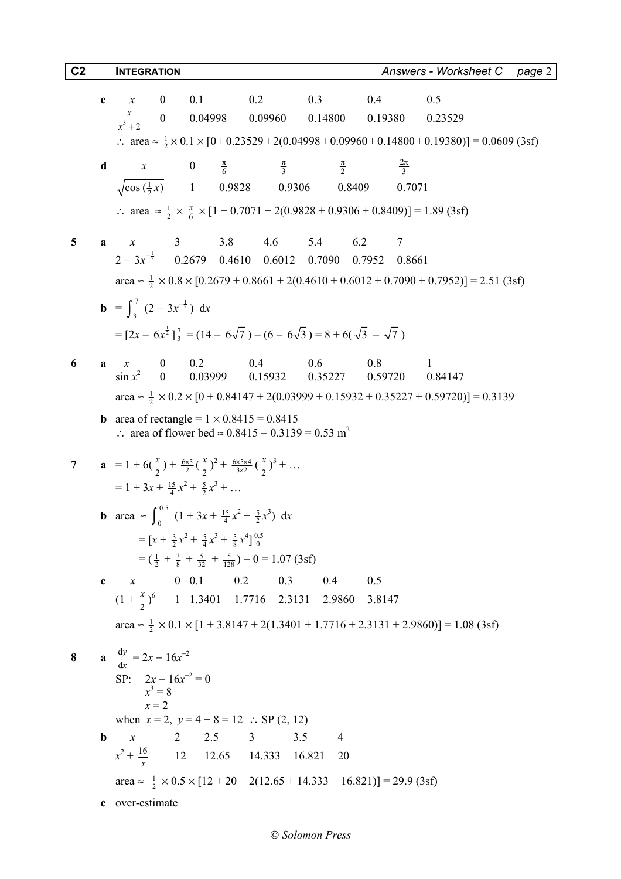**c**

| $x$ | 0 | 0.1 | 0.2 | 0.3 | 0.4 | 0.5 |
|---|---|---|---|---|---|---|
| $\frac{x}{x^3+2}$ | 0 | 0.04998 | 0.09960 | 0.14800 | 0.19380 | 0.23529 |

$\therefore$ area $\approx \frac{1}{2} \times 0.1 \times [0 + 0.23529 + 2(0.04998 + 0.09960 + 0.14800 + 0.19380)] = 0.0609$ (3sf)

**d**

| $x$ | 0 | $\frac{\pi}{6}$ | $\frac{\pi}{3}$ | $\frac{\pi}{2}$ | $\frac{2\pi}{3}$ |
|---|---|---|---|---|---|
| $\sqrt{\cos(\frac{1}{2}x)}$ | 1 | 0.9828 | 0.9306 | 0.8409 | 0.7071 |

$\therefore$ area $\approx \frac{1}{2} \times \frac{\pi}{6} \times [1 + 0.7071 + 2(0.9828 + 0.9306 + 0.8409)] = 1.89$ (3sf)

**5** **a**

| $x$ | 3 | 3.8 | 4.6 | 5.4 | 6.2 | 7 |
|---|---|---|---|---|---|---|
| $2 - 3x^{-\frac{1}{2}}$ | 0.2679 | 0.4610 | 0.6012 | 0.7090 | 0.7952 | 0.8661 |

area $\approx \frac{1}{2} \times 0.8 \times [0.2679 + 0.8661 + 2(0.4610 + 0.6012 + 0.7090 + 0.7952)] = 2.51$ (3sf)

**b** $= \int_3^7 (2 - 3x^{-\frac{1}{2}})\ dx$

$= [2x - 6x^{\frac{1}{2}}]_3^7 = (14 - 6\sqrt{7}) - (6 - 6\sqrt{3}) = 8 + 6(\sqrt{3} - \sqrt{7})$

**6** **a**

| $x$ | 0 | 0.2 | 0.4 | 0.6 | 0.8 | 1 |
|---|---|---|---|---|---|---|
| $\sin x^2$ | 0 | 0.03999 | 0.15932 | 0.35227 | 0.59720 | 0.84147 |

area $\approx \frac{1}{2} \times 0.2 \times [0 + 0.84147 + 2(0.03999 + 0.15932 + 0.35227 + 0.59720)] = 0.3139$

**b** area of rectangle $= 1 \times 0.8415 = 0.8415$
$\therefore$ area of flower bed $\approx 0.8415 - 0.3139 = 0.53$ m$^2$

**7** **a** $= 1 + 6(\frac{x}{2}) + \frac{6\times5}{2}(\frac{x}{2})^2 + \frac{6\times5\times4}{3\times2}(\frac{x}{2})^3 + \ldots$

$= 1 + 3x + \frac{15}{4}x^2 + \frac{5}{2}x^3 + \ldots$

**b** area $\approx \int_0^{0.5} (1 + 3x + \frac{15}{4}x^2 + \frac{5}{2}x^3)\ dx$

$= [x + \frac{3}{2}x^2 + \frac{5}{4}x^3 + \frac{5}{8}x^4]_0^{0.5}$

$= (\frac{1}{2} + \frac{3}{8} + \frac{5}{32} + \frac{5}{128}) - 0 = 1.07$ (3sf)

**c**

| $x$ | 0 | 0.1 | 0.2 | 0.3 | 0.4 | 0.5 |
|---|---|---|---|---|---|---|
| $(1 + \frac{x}{2})^6$ | 1 | 1.3401 | 1.7716 | 2.3131 | 2.9860 | 3.8147 |

area $\approx \frac{1}{2} \times 0.1 \times [1 + 3.8147 + 2(1.3401 + 1.7716 + 2.3131 + 2.9860)] = 1.08$ (3sf)

**8** **a** $\frac{dy}{dx} = 2x - 16x^{-2}$

SP: $2x - 16x^{-2} = 0$
$x^3 = 8$
$x = 2$

when $x = 2$, $y = 4 + 8 = 12$ $\therefore$ SP $(2, 12)$

**b**

| $x$ | 2 | 2.5 | 3 | 3.5 | 4 |
|---|---|---|---|---|---|
| $x^2 + \frac{16}{x}$ | 12 | 12.65 | 14.333 | 16.821 | 20 |

area $\approx \frac{1}{2} \times 0.5 \times [12 + 20 + 2(12.65 + 14.333 + 16.821)] = 29.9$ (3sf)

**c** over-estimate